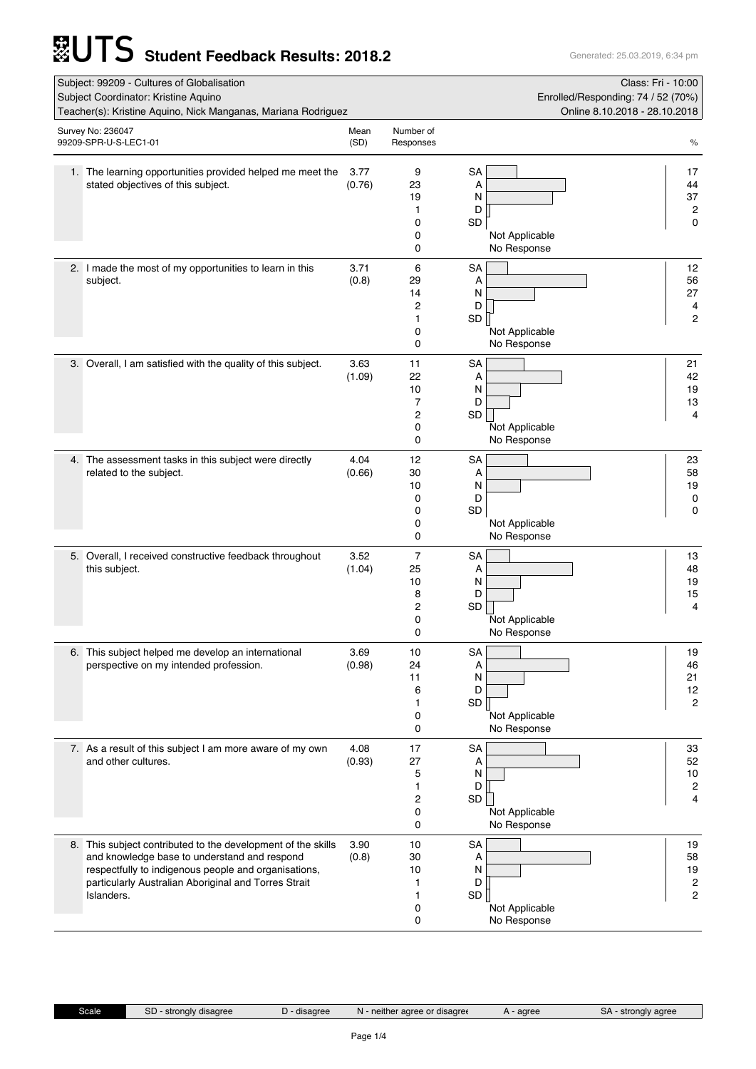# UTS Student Feedback Results: 2018.2

Generated: 25.03.2019, 6:34 pm

Subject: 99209 - Cultures of Globalisation
Subject Coordinator: Kristine Aquino
Teacher(s): Kristine Aquino, Nick Manganas, Mariana Rodriguez

Class: Fri - 10:00
Enrolled/Responding: 74 / 52 (70%)
Online 8.10.2018 - 28.10.2018

Survey No: 236047
99209-SPR-U-S-LEC1-01

| Question | Mean (SD) | Number of Responses | | % |
|---|---|---|---|---|
| 1. The learning opportunities provided helped me meet the stated objectives of this subject. | 3.77 (0.76) | 9 | SA | 17 |
| | | 23 | A | 44 |
| | | 19 | N | 37 |
| | | 1 | D | 2 |
| | | 0 | SD | 0 |
| | | 0 | Not Applicable | |
| | | 0 | No Response | |
| 2. I made the most of my opportunities to learn in this subject. | 3.71 (0.8) | 6 | SA | 12 |
| | | 29 | A | 56 |
| | | 14 | N | 27 |
| | | 2 | D | 4 |
| | | 1 | SD | 2 |
| | | 0 | Not Applicable | |
| | | 0 | No Response | |
| 3. Overall, I am satisfied with the quality of this subject. | 3.63 (1.09) | 11 | SA | 21 |
| | | 22 | A | 42 |
| | | 10 | N | 19 |
| | | 7 | D | 13 |
| | | 2 | SD | 4 |
| | | 0 | Not Applicable | |
| | | 0 | No Response | |
| 4. The assessment tasks in this subject were directly related to the subject. | 4.04 (0.66) | 12 | SA | 23 |
| | | 30 | A | 58 |
| | | 10 | N | 19 |
| | | 0 | D | 0 |
| | | 0 | SD | 0 |
| | | 0 | Not Applicable | |
| | | 0 | No Response | |
| 5. Overall, I received constructive feedback throughout this subject. | 3.52 (1.04) | 7 | SA | 13 |
| | | 25 | A | 48 |
| | | 10 | N | 19 |
| | | 8 | D | 15 |
| | | 2 | SD | 4 |
| | | 0 | Not Applicable | |
| | | 0 | No Response | |
| 6. This subject helped me develop an international perspective on my intended profession. | 3.69 (0.98) | 10 | SA | 19 |
| | | 24 | A | 46 |
| | | 11 | N | 21 |
| | | 6 | D | 12 |
| | | 1 | SD | 2 |
| | | 0 | Not Applicable | |
| | | 0 | No Response | |
| 7. As a result of this subject I am more aware of my own and other cultures. | 4.08 (0.93) | 17 | SA | 33 |
| | | 27 | A | 52 |
| | | 5 | N | 10 |
| | | 1 | D | 2 |
| | | 2 | SD | 4 |
| | | 0 | Not Applicable | |
| | | 0 | No Response | |
| 8. This subject contributed to the development of the skills and knowledge base to understand and respond respectfully to indigenous people and organisations, particularly Australian Aboriginal and Torres Strait Islanders. | 3.90 (0.8) | 10 | SA | 19 |
| | | 30 | A | 58 |
| | | 10 | N | 19 |
| | | 1 | D | 2 |
| | | 1 | SD | 2 |
| | | 0 | Not Applicable | |
| | | 0 | No Response | |

Scale: SD - strongly disagree | D - disagree | N - neither agree or disagree | A - agree | SA - strongly agree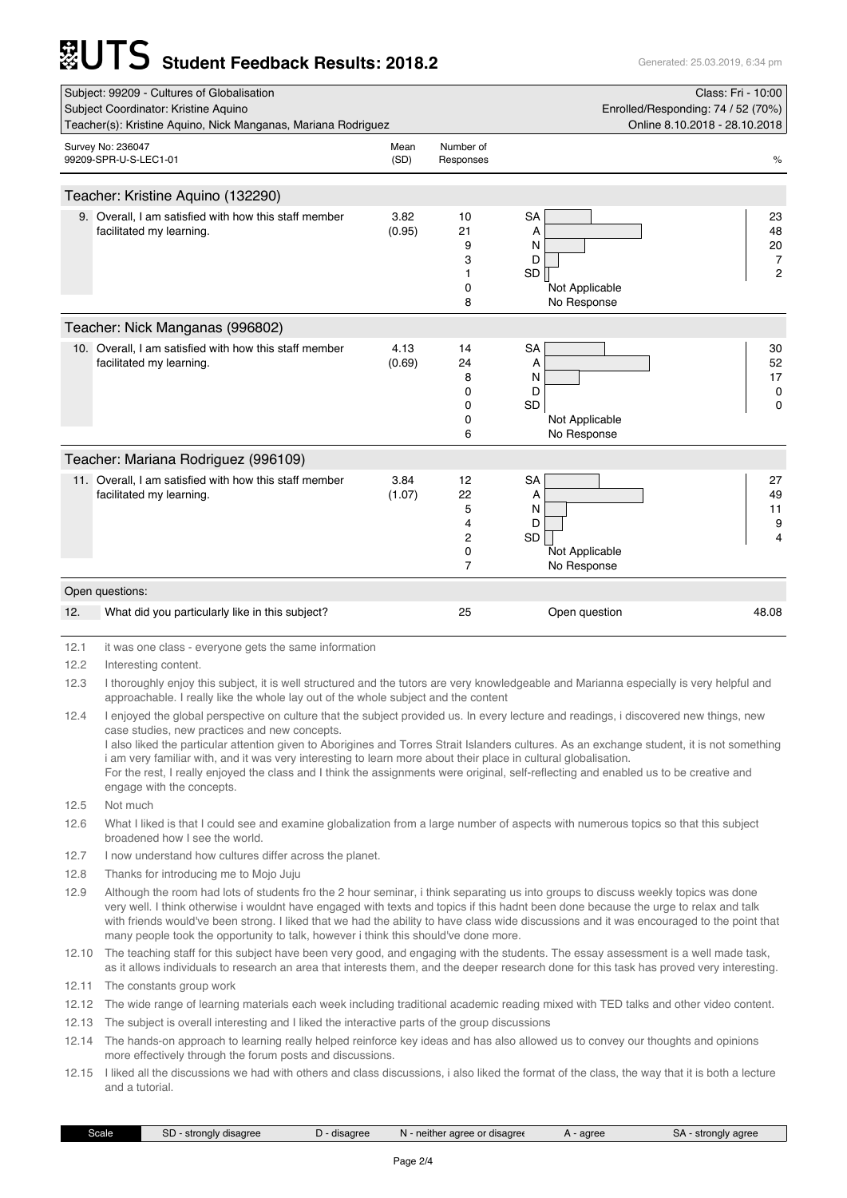# UTS Student Feedback Results: 2018.2

Generated: 25.03.2019, 6:34 pm

| Subject: 99209 - Cultures of Globalisation | Class: Fri - 10:00 |
|---|---|
| Subject Coordinator: Kristine Aquino | Enrolled/Responding: 74 / 52 (70%) |
| Teacher(s): Kristine Aquino, Nick Manganas, Mariana Rodriguez | Online 8.10.2018 - 28.10.2018 |

Survey No: 236047
99209-SPR-U-S-LEC1-01

## Teacher: Kristine Aquino (132290)

| Question | Mean (SD) | Number of Responses | Scale | % |
|---|---|---|---|---|
| 9. Overall, I am satisfied with how this staff member facilitated my learning. | 3.82 (0.95) | 10 | SA | 23 |
| | | 21 | A | 48 |
| | | 9 | N | 20 |
| | | 3 | D | 7 |
| | | 1 | SD | 2 |
| | | 0 | Not Applicable | |
| | | 8 | No Response | |

## Teacher: Nick Manganas (996802)

| Question | Mean (SD) | Number of Responses | Scale | % |
|---|---|---|---|---|
| 10. Overall, I am satisfied with how this staff member facilitated my learning. | 4.13 (0.69) | 14 | SA | 30 |
| | | 24 | A | 52 |
| | | 8 | N | 17 |
| | | 0 | D | 0 |
| | | 0 | SD | 0 |
| | | 0 | Not Applicable | |
| | | 6 | No Response | |

## Teacher: Mariana Rodriguez (996109)

| Question | Mean (SD) | Number of Responses | Scale | % |
|---|---|---|---|---|
| 11. Overall, I am satisfied with how this staff member facilitated my learning. | 3.84 (1.07) | 12 | SA | 27 |
| | | 22 | A | 49 |
| | | 5 | N | 11 |
| | | 4 | D | 9 |
| | | 2 | SD | 4 |
| | | 0 | Not Applicable | |
| | | 7 | No Response | |

## Open questions:

| 12. | What did you particularly like in this subject? | 25 | Open question | 48.08 |
|---|---|---|---|---|

12.1 it was one class - everyone gets the same information

12.2 Interesting content.

12.3 I thoroughly enjoy this subject, it is well structured and the tutors are very knowledgeable and Marianna especially is very helpful and approachable. I really like the whole lay out of the whole subject and the content

12.4 I enjoyed the global perspective on culture that the subject provided us. In every lecture and readings, i discovered new things, new case studies, new practices and new concepts.
I also liked the particular attention given to Aborigines and Torres Strait Islanders cultures. As an exchange student, it is not something i am very familiar with, and it was very interesting to learn more about their place in cultural globalisation.
For the rest, I really enjoyed the class and I think the assignments were original, self-reflecting and enabled us to be creative and engage with the concepts.

12.5 Not much

12.6 What I liked is that I could see and examine globalization from a large number of aspects with numerous topics so that this subject broadened how I see the world.

12.7 I now understand how cultures differ across the planet.

12.8 Thanks for introducing me to Mojo Juju

12.9 Although the room had lots of students fro the 2 hour seminar, i think separating us into groups to discuss weekly topics was done very well. I think otherwise i wouldnt have engaged with texts and topics if this hadnt been done because the urge to relax and talk with friends would've been strong. I liked that we had the ability to have class wide discussions and it was encouraged to the point that many people took the opportunity to talk, however i think this should've done more.

12.10 The teaching staff for this subject have been very good, and engaging with the students. The essay assessment is a well made task, as it allows individuals to research an area that interests them, and the deeper research done for this task has proved very interesting.

12.11 The constants group work

12.12 The wide range of learning materials each week including traditional academic reading mixed with TED talks and other video content.

12.13 The subject is overall interesting and I liked the interactive parts of the group discussions

12.14 The hands-on approach to learning really helped reinforce key ideas and has also allowed us to convey our thoughts and opinions more effectively through the forum posts and discussions.

12.15 I liked all the discussions we had with others and class discussions, i also liked the format of the class, the way that it is both a lecture and a tutorial.

| Scale | SD - strongly disagree | D - disagree | N - neither agree or disagree | A - agree | SA - strongly agree |
|---|---|---|---|---|---|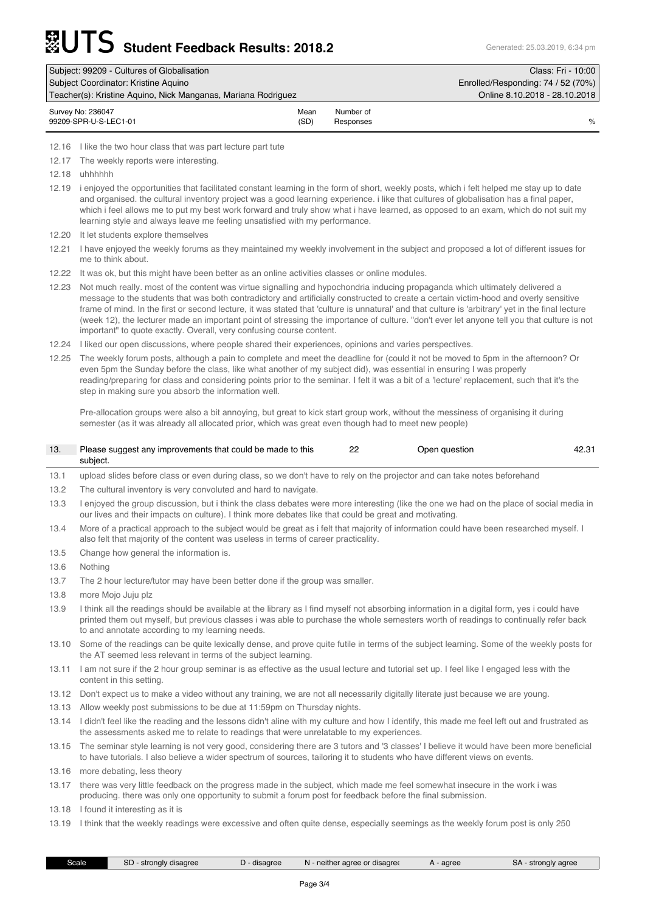| Subject: 99209 - Cultures of Globalisation | | | Class: Fri - 10:00 |
|---|---|---|---|
| Subject Coordinator: Kristine Aquino | | | Enrolled/Responding: 74 / 52 (70%) |
| Teacher(s): Kristine Aquino, Nick Manganas, Mariana Rodriguez | | | Online 8.10.2018 - 28.10.2018 |
| Survey No: 236047<br>99209-SPR-U-S-LEC1-01 | Mean (SD) | Number of Responses | % |

12.16 I like the two hour class that was part lecture part tute

12.17 The weekly reports were interesting.

12.18 uhhhhhh

12.19 i enjoyed the opportunities that facilitated constant learning in the form of short, weekly posts, which i felt helped me stay up to date and organised. the cultural inventory project was a good learning experience. i like that cultures of globalisation has a final paper, which i feel allows me to put my best work forward and truly show what i have learned, as opposed to an exam, which do not suit my learning style and always leave me feeling unsatisfied with my performance.

12.20 It let students explore themselves

12.21 I have enjoyed the weekly forums as they maintained my weekly involvement in the subject and proposed a lot of different issues for me to think about.

12.22 It was ok, but this might have been better as an online activities classes or online modules.

12.23 Not much really. most of the content was virtue signalling and hypochondria inducing propaganda which ultimately delivered a message to the students that was both contradictory and artificially constructed to create a certain victim-hood and overly sensitive frame of mind. In the first or second lecture, it was stated that 'culture is unnatural' and that culture is 'arbitrary' yet in the final lecture (week 12), the lecturer made an important point of stressing the importance of culture. "don't ever let anyone tell you that culture is not important" to quote exactly. Overall, very confusing course content.

12.24 I liked our open discussions, where people shared their experiences, opinions and varies perspectives.

12.25 The weekly forum posts, although a pain to complete and meet the deadline for (could it not be moved to 5pm in the afternoon? Or even 5pm the Sunday before the class, like what another of my subject did), was essential in ensuring I was properly reading/preparing for class and considering points prior to the seminar. I felt it was a bit of a 'lecture' replacement, such that it's the step in making sure you absorb the information well.

Pre-allocation groups were also a bit annoying, but great to kick start group work, without the messiness of organising it during semester (as it was already all allocated prior, which was great even though had to meet new people)

| 13. | Please suggest any improvements that could be made to this subject. | 22 | Open question | 42.31 |
|---|---|---|---|---|

13.1 upload slides before class or even during class, so we don't have to rely on the projector and can take notes beforehand

13.2 The cultural inventory is very convoluted and hard to navigate.

13.3 I enjoyed the group discussion, but i think the class debates were more interesting (like the one we had on the place of social media in our lives and their impacts on culture). I think more debates like that could be great and motivating.

13.4 More of a practical approach to the subject would be great as i felt that majority of information could have been researched myself. I also felt that majority of the content was useless in terms of career practicality.

13.5 Change how general the information is.

13.6 Nothing

13.7 The 2 hour lecture/tutor may have been better done if the group was smaller.

13.8 more Mojo Juju plz

13.9 I think all the readings should be available at the library as I find myself not absorbing information in a digital form, yes i could have printed them out myself, but previous classes i was able to purchase the whole semesters worth of readings to continually refer back to and annotate according to my learning needs.

13.10 Some of the readings can be quite lexically dense, and prove quite futile in terms of the subject learning. Some of the weekly posts for the AT seemed less relevant in terms of the subject learning.

13.11 I am not sure if the 2 hour group seminar is as effective as the usual lecture and tutorial set up. I feel like I engaged less with the content in this setting.

13.12 Don't expect us to make a video without any training, we are not all necessarily digitally literate just because we are young.

13.13 Allow weekly post submissions to be due at 11:59pm on Thursday nights.

13.14 I didn't feel like the reading and the lessons didn't aline with my culture and how I identify, this made me feel left out and frustrated as the assessments asked me to relate to readings that were unrelatable to my experiences.

13.15 The seminar style learning is not very good, considering there are 3 tutors and '3 classes' I believe it would have been more beneficial to have tutorials. I also believe a wider spectrum of sources, tailoring it to students who have different views on events.

13.16 more debating, less theory

13.17 there was very little feedback on the progress made in the subject, which made me feel somewhat insecure in the work i was producing. there was only one opportunity to submit a forum post for feedback before the final submission.

13.18 I found it interesting as it is

13.19 I think that the weekly readings were excessive and often quite dense, especially seemings as the weekly forum post is only 250

| Scale | SD - strongly disagree | D - disagree | N - neither agree or disagree | A - agree | SA - strongly agree |
|---|---|---|---|---|---|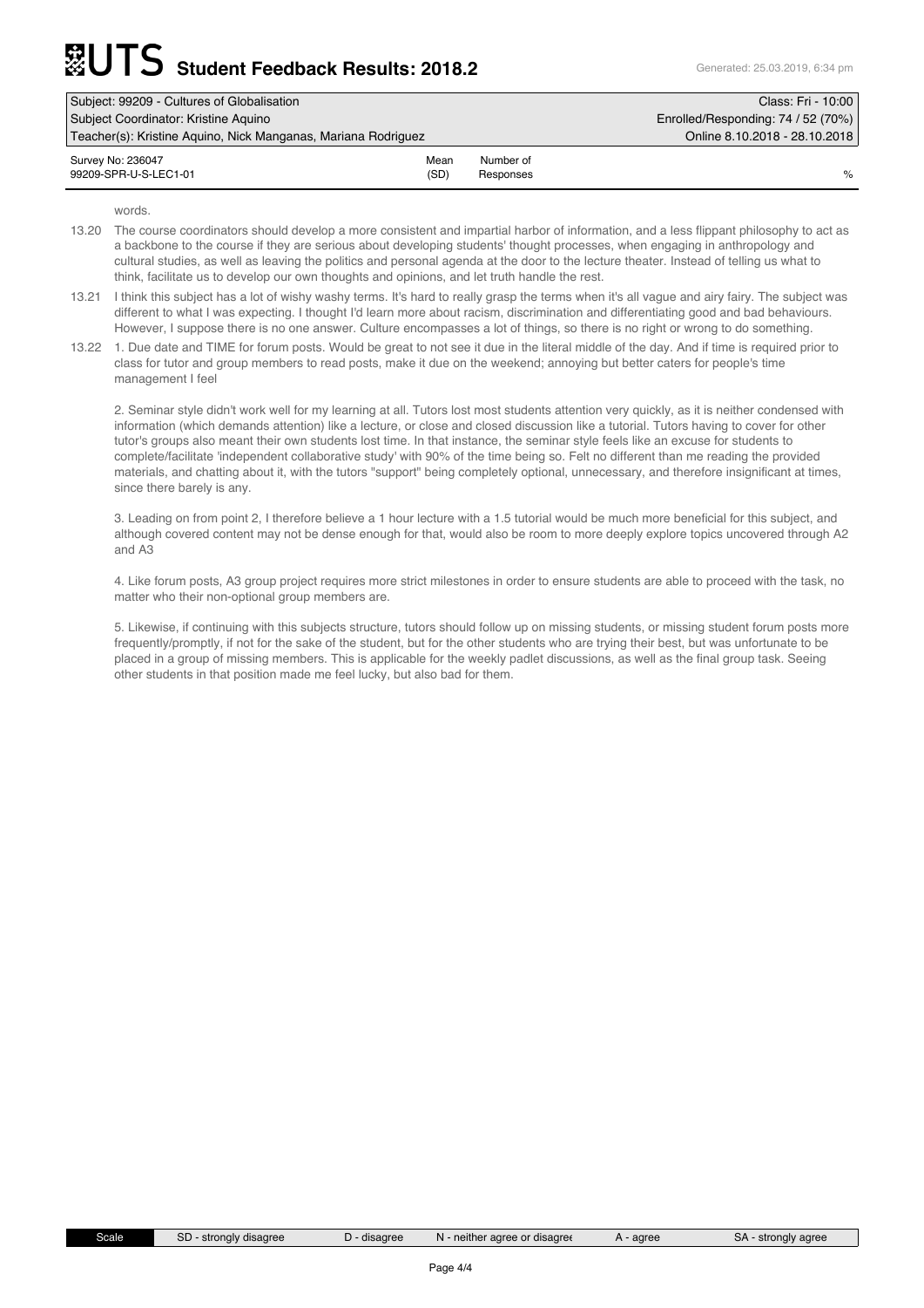words.

13.20 The course coordinators should develop a more consistent and impartial harbor of information, and a less flippant philosophy to act as a backbone to the course if they are serious about developing students' thought processes, when engaging in anthropology and cultural studies, as well as leaving the politics and personal agenda at the door to the lecture theater. Instead of telling us what to think, facilitate us to develop our own thoughts and opinions, and let truth handle the rest.

13.21 I think this subject has a lot of wishy washy terms. It's hard to really grasp the terms when it's all vague and airy fairy. The subject was different to what I was expecting. I thought I'd learn more about racism, discrimination and differentiating good and bad behaviours. However, I suppose there is no one answer. Culture encompasses a lot of things, so there is no right or wrong to do something.

13.22 1. Due date and TIME for forum posts. Would be great to not see it due in the literal middle of the day. And if time is required prior to class for tutor and group members to read posts, make it due on the weekend; annoying but better caters for people's time management I feel

2. Seminar style didn't work well for my learning at all. Tutors lost most students attention very quickly, as it is neither condensed with information (which demands attention) like a lecture, or close and closed discussion like a tutorial. Tutors having to cover for other tutor's groups also meant their own students lost time. In that instance, the seminar style feels like an excuse for students to complete/facilitate 'independent collaborative study' with 90% of the time being so. Felt no different than me reading the provided materials, and chatting about it, with the tutors "support" being completely optional, unnecessary, and therefore insignificant at times, since there barely is any.

3. Leading on from point 2, I therefore believe a 1 hour lecture with a 1.5 tutorial would be much more beneficial for this subject, and although covered content may not be dense enough for that, would also be room to more deeply explore topics uncovered through A2 and A3

4. Like forum posts, A3 group project requires more strict milestones in order to ensure students are able to proceed with the task, no matter who their non-optional group members are.

5. Likewise, if continuing with this subjects structure, tutors should follow up on missing students, or missing student forum posts more frequently/promptly, if not for the sake of the student, but for the other students who are trying their best, but was unfortunate to be placed in a group of missing members. This is applicable for the weekly padlet discussions, as well as the final group task. Seeing other students in that position made me feel lucky, but also bad for them.